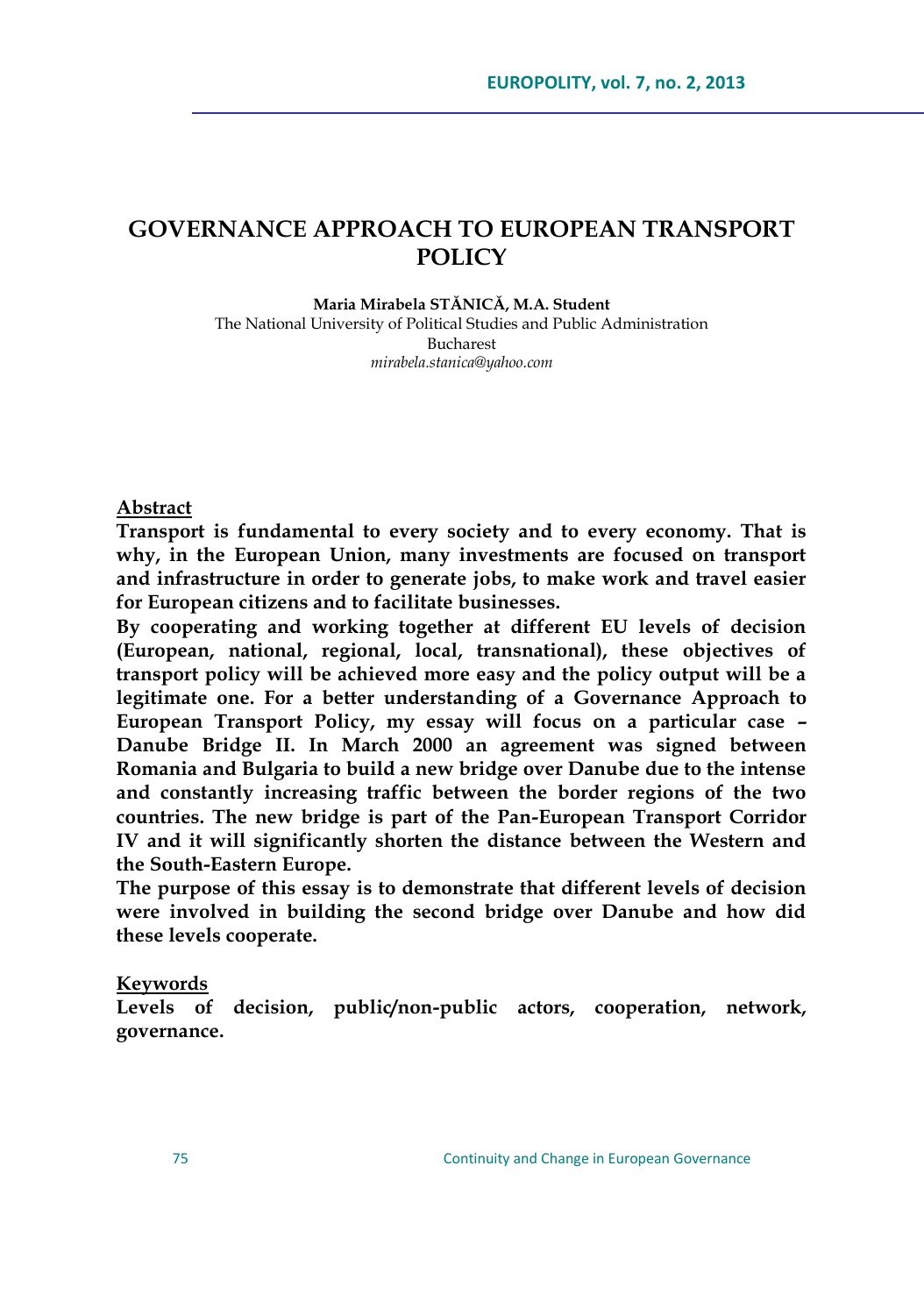# GOVERNANCE APPROACH TO EUROPEAN TRANSPORT POLICY

**Maria Mirabela STĂNICĂ, M.A. Student**
The National University of Political Studies and Public Administration
Bucharest
*mirabela.stanica@yahoo.com*

**Abstract**

**Transport is fundamental to every society and to every economy. That is why, in the European Union, many investments are focused on transport and infrastructure in order to generate jobs, to make work and travel easier for European citizens and to facilitate businesses.**

**By cooperating and working together at different EU levels of decision (European, national, regional, local, transnational), these objectives of transport policy will be achieved more easy and the policy output will be a legitimate one. For a better understanding of a Governance Approach to European Transport Policy, my essay will focus on a particular case – Danube Bridge II. In March 2000 an agreement was signed between Romania and Bulgaria to build a new bridge over Danube due to the intense and constantly increasing traffic between the border regions of the two countries. The new bridge is part of the Pan-European Transport Corridor IV and it will significantly shorten the distance between the Western and the South-Eastern Europe.**

**The purpose of this essay is to demonstrate that different levels of decision were involved in building the second bridge over Danube and how did these levels cooperate.**

**Keywords**

**Levels of decision, public/non-public actors, cooperation, network, governance.**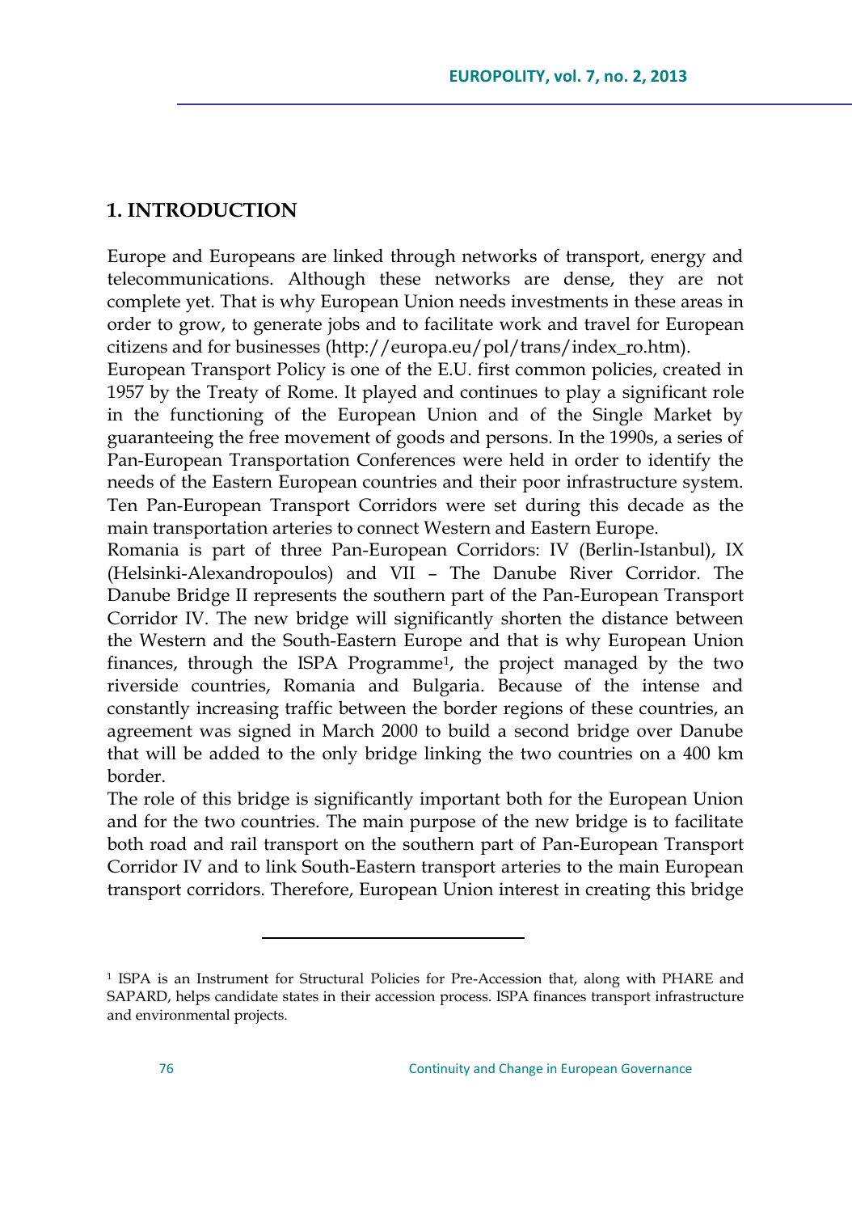## 1. INTRODUCTION

Europe and Europeans are linked through networks of transport, energy and telecommunications. Although these networks are dense, they are not complete yet. That is why European Union needs investments in these areas in order to grow, to generate jobs and to facilitate work and travel for European citizens and for businesses (http://europa.eu/pol/trans/index_ro.htm).

European Transport Policy is one of the E.U. first common policies, created in 1957 by the Treaty of Rome. It played and continues to play a significant role in the functioning of the European Union and of the Single Market by guaranteeing the free movement of goods and persons. In the 1990s, a series of Pan-European Transportation Conferences were held in order to identify the needs of the Eastern European countries and their poor infrastructure system. Ten Pan-European Transport Corridors were set during this decade as the main transportation arteries to connect Western and Eastern Europe.

Romania is part of three Pan-European Corridors: IV (Berlin-Istanbul), IX (Helsinki-Alexandropoulos) and VII – The Danube River Corridor. The Danube Bridge II represents the southern part of the Pan-European Transport Corridor IV. The new bridge will significantly shorten the distance between the Western and the South-Eastern Europe and that is why European Union finances, through the ISPA Programme[1], the project managed by the two riverside countries, Romania and Bulgaria. Because of the intense and constantly increasing traffic between the border regions of these countries, an agreement was signed in March 2000 to build a second bridge over Danube that will be added to the only bridge linking the two countries on a 400 km border.

The role of this bridge is significantly important both for the European Union and for the two countries. The main purpose of the new bridge is to facilitate both road and rail transport on the southern part of Pan-European Transport Corridor IV and to link South-Eastern transport arteries to the main European transport corridors. Therefore, European Union interest in creating this bridge

---

[1] ISPA is an Instrument for Structural Policies for Pre-Accession that, along with PHARE and SAPARD, helps candidate states in their accession process. ISPA finances transport infrastructure and environmental projects.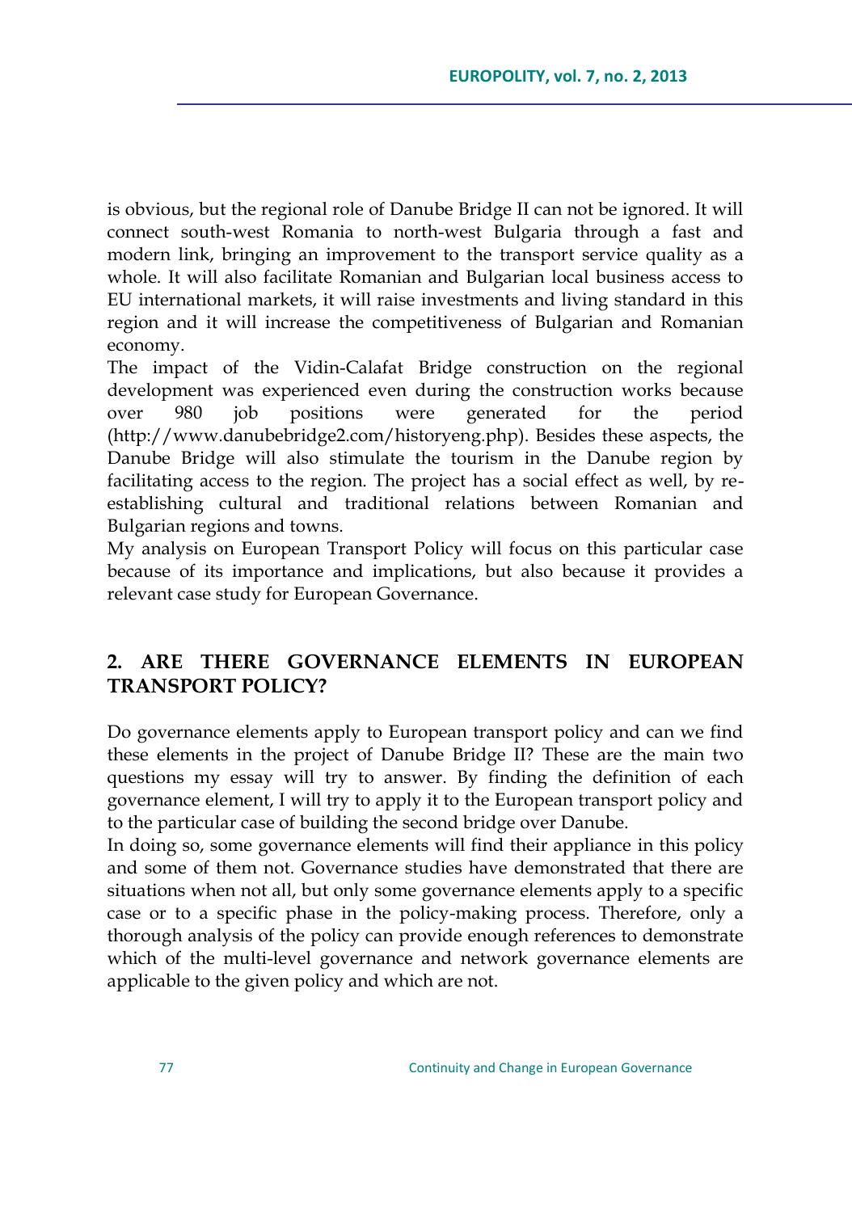is obvious, but the regional role of Danube Bridge II can not be ignored. It will connect south-west Romania to north-west Bulgaria through a fast and modern link, bringing an improvement to the transport service quality as a whole. It will also facilitate Romanian and Bulgarian local business access to EU international markets, it will raise investments and living standard in this region and it will increase the competitiveness of Bulgarian and Romanian economy.

The impact of the Vidin-Calafat Bridge construction on the regional development was experienced even during the construction works because over 980 job positions were generated for the period (http://www.danubebridge2.com/historyeng.php). Besides these aspects, the Danube Bridge will also stimulate the tourism in the Danube region by facilitating access to the region. The project has a social effect as well, by re-establishing cultural and traditional relations between Romanian and Bulgarian regions and towns.

My analysis on European Transport Policy will focus on this particular case because of its importance and implications, but also because it provides a relevant case study for European Governance.

## 2. ARE THERE GOVERNANCE ELEMENTS IN EUROPEAN TRANSPORT POLICY?

Do governance elements apply to European transport policy and can we find these elements in the project of Danube Bridge II? These are the main two questions my essay will try to answer. By finding the definition of each governance element, I will try to apply it to the European transport policy and to the particular case of building the second bridge over Danube.

In doing so, some governance elements will find their appliance in this policy and some of them not. Governance studies have demonstrated that there are situations when not all, but only some governance elements apply to a specific case or to a specific phase in the policy-making process. Therefore, only a thorough analysis of the policy can provide enough references to demonstrate which of the multi-level governance and network governance elements are applicable to the given policy and which are not.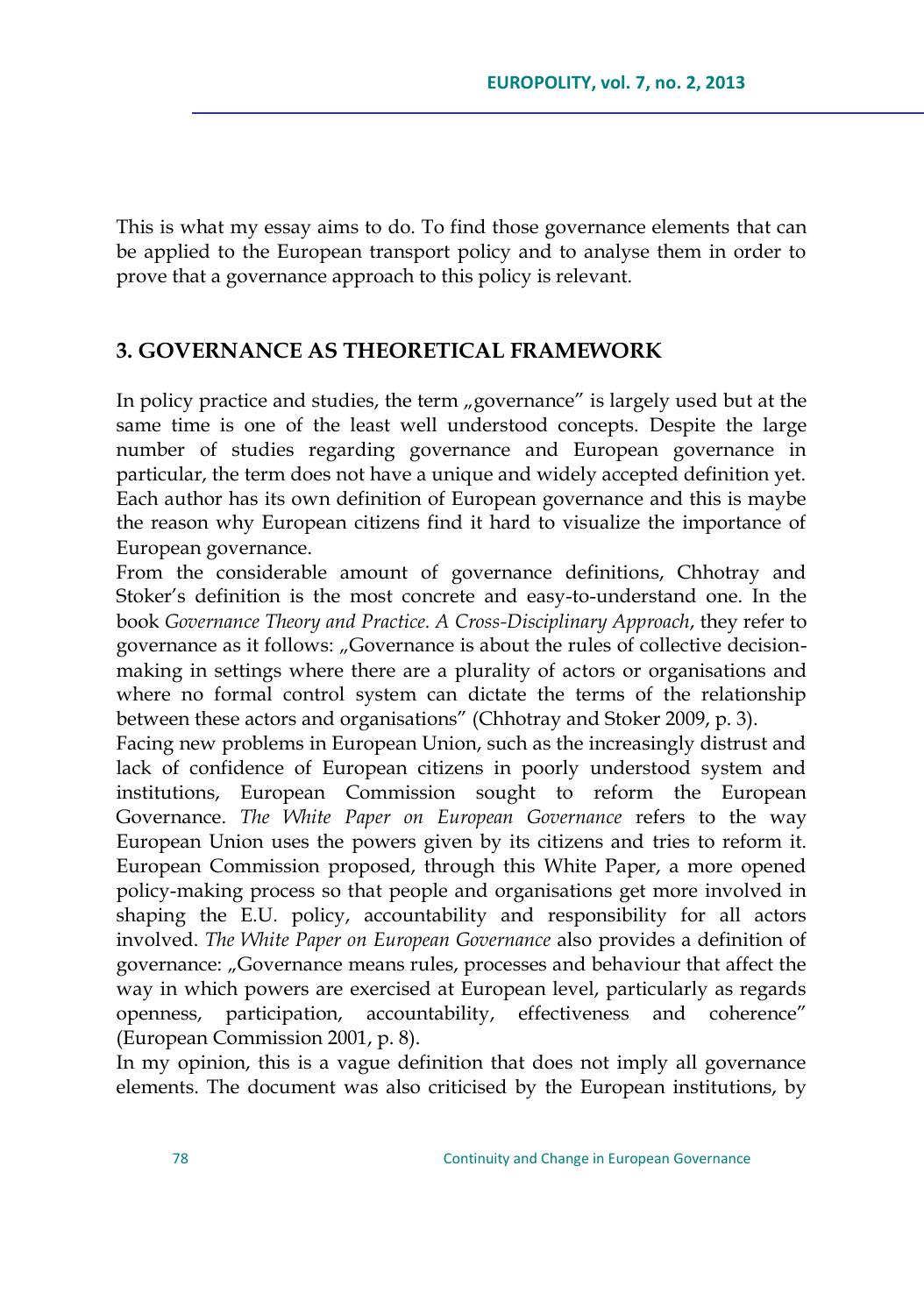This is what my essay aims to do. To find those governance elements that can be applied to the European transport policy and to analyse them in order to prove that a governance approach to this policy is relevant.

## 3. GOVERNANCE AS THEORETICAL FRAMEWORK

In policy practice and studies, the term „governance" is largely used but at the same time is one of the least well understood concepts. Despite the large number of studies regarding governance and European governance in particular, the term does not have a unique and widely accepted definition yet. Each author has its own definition of European governance and this is maybe the reason why European citizens find it hard to visualize the importance of European governance.

From the considerable amount of governance definitions, Chhotray and Stoker's definition is the most concrete and easy-to-understand one. In the book *Governance Theory and Practice. A Cross-Disciplinary Approach*, they refer to governance as it follows: „Governance is about the rules of collective decision-making in settings where there are a plurality of actors or organisations and where no formal control system can dictate the terms of the relationship between these actors and organisations" (Chhotray and Stoker 2009, p. 3).

Facing new problems in European Union, such as the increasingly distrust and lack of confidence of European citizens in poorly understood system and institutions, European Commission sought to reform the European Governance. *The White Paper on European Governance* refers to the way European Union uses the powers given by its citizens and tries to reform it. European Commission proposed, through this White Paper, a more opened policy-making process so that people and organisations get more involved in shaping the E.U. policy, accountability and responsibility for all actors involved. *The White Paper on European Governance* also provides a definition of governance: „Governance means rules, processes and behaviour that affect the way in which powers are exercised at European level, particularly as regards openness, participation, accountability, effectiveness and coherence" (European Commission 2001, p. 8).

In my opinion, this is a vague definition that does not imply all governance elements. The document was also criticised by the European institutions, by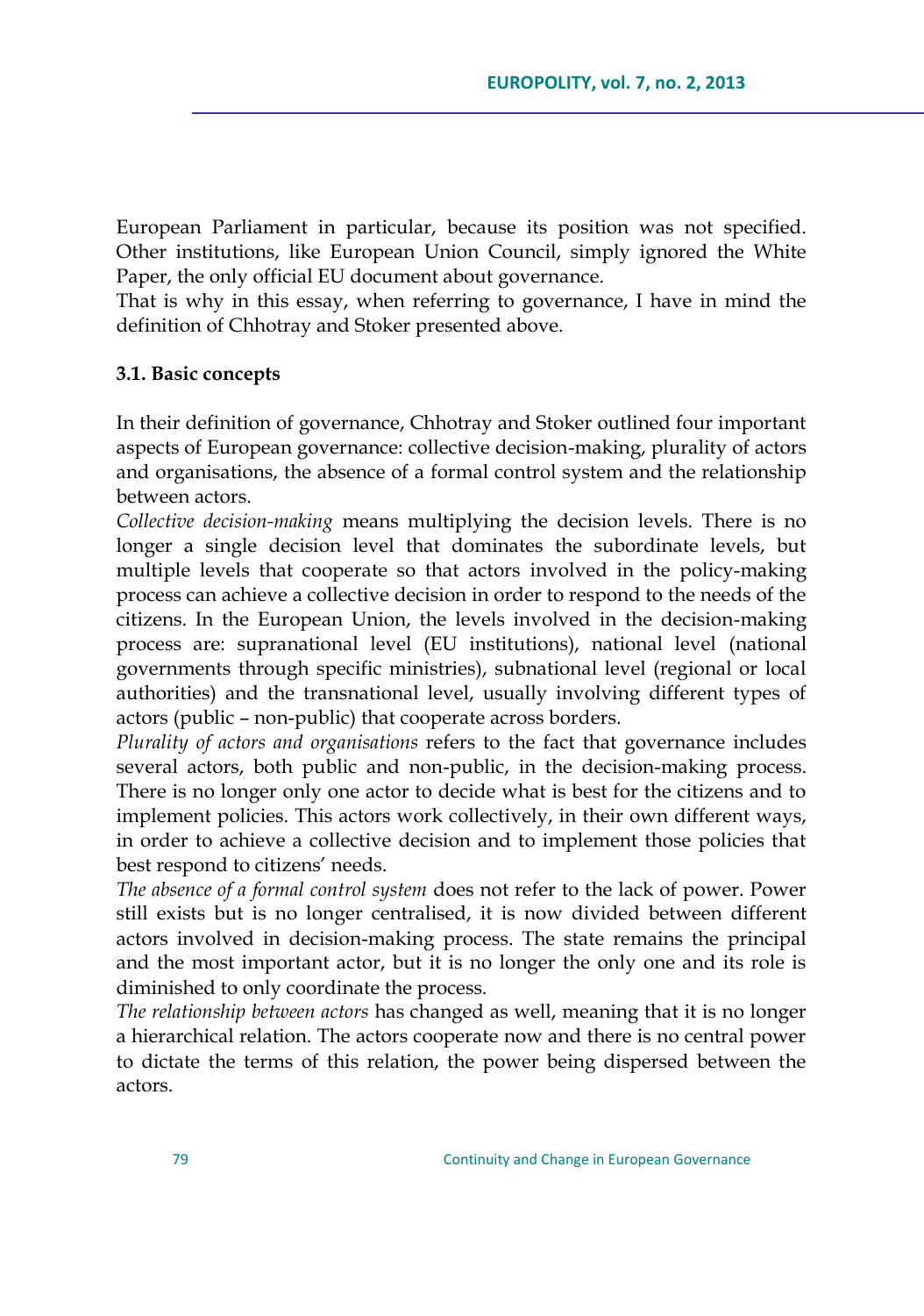European Parliament in particular, because its position was not specified. Other institutions, like European Union Council, simply ignored the White Paper, the only official EU document about governance.

That is why in this essay, when referring to governance, I have in mind the definition of Chhotray and Stoker presented above.

### 3.1. Basic concepts

In their definition of governance, Chhotray and Stoker outlined four important aspects of European governance: collective decision-making, plurality of actors and organisations, the absence of a formal control system and the relationship between actors.

*Collective decision-making* means multiplying the decision levels. There is no longer a single decision level that dominates the subordinate levels, but multiple levels that cooperate so that actors involved in the policy-making process can achieve a collective decision in order to respond to the needs of the citizens. In the European Union, the levels involved in the decision-making process are: supranational level (EU institutions), national level (national governments through specific ministries), subnational level (regional or local authorities) and the transnational level, usually involving different types of actors (public – non-public) that cooperate across borders.

*Plurality of actors and organisations* refers to the fact that governance includes several actors, both public and non-public, in the decision-making process. There is no longer only one actor to decide what is best for the citizens and to implement policies. This actors work collectively, in their own different ways, in order to achieve a collective decision and to implement those policies that best respond to citizens' needs.

*The absence of a formal control system* does not refer to the lack of power. Power still exists but is no longer centralised, it is now divided between different actors involved in decision-making process. The state remains the principal and the most important actor, but it is no longer the only one and its role is diminished to only coordinate the process.

*The relationship between actors* has changed as well, meaning that it is no longer a hierarchical relation. The actors cooperate now and there is no central power to dictate the terms of this relation, the power being dispersed between the actors.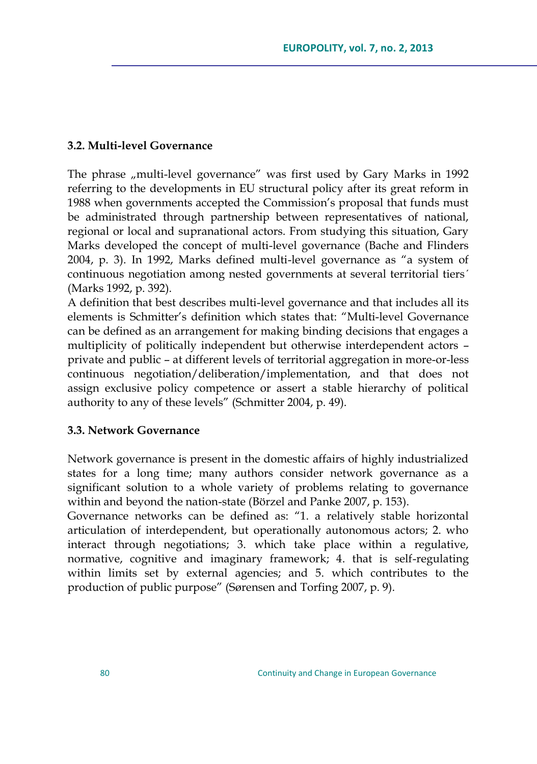### 3.2. Multi-level Governance

The phrase „multi-level governance" was first used by Gary Marks in 1992 referring to the developments in EU structural policy after its great reform in 1988 when governments accepted the Commission's proposal that funds must be administrated through partnership between representatives of national, regional or local and supranational actors. From studying this situation, Gary Marks developed the concept of multi-level governance (Bache and Flinders 2004, p. 3). In 1992, Marks defined multi-level governance as "a system of continuous negotiation among nested governments at several territorial tiers´ (Marks 1992, p. 392).

A definition that best describes multi-level governance and that includes all its elements is Schmitter's definition which states that: "Multi-level Governance can be defined as an arrangement for making binding decisions that engages a multiplicity of politically independent but otherwise interdependent actors – private and public – at different levels of territorial aggregation in more-or-less continuous negotiation/deliberation/implementation, and that does not assign exclusive policy competence or assert a stable hierarchy of political authority to any of these levels" (Schmitter 2004, p. 49).

### 3.3. Network Governance

Network governance is present in the domestic affairs of highly industrialized states for a long time; many authors consider network governance as a significant solution to a whole variety of problems relating to governance within and beyond the nation-state (Börzel and Panke 2007, p. 153).

Governance networks can be defined as: "1. a relatively stable horizontal articulation of interdependent, but operationally autonomous actors; 2. who interact through negotiations; 3. which take place within a regulative, normative, cognitive and imaginary framework; 4. that is self-regulating within limits set by external agencies; and 5. which contributes to the production of public purpose" (Sørensen and Torfing 2007, p. 9).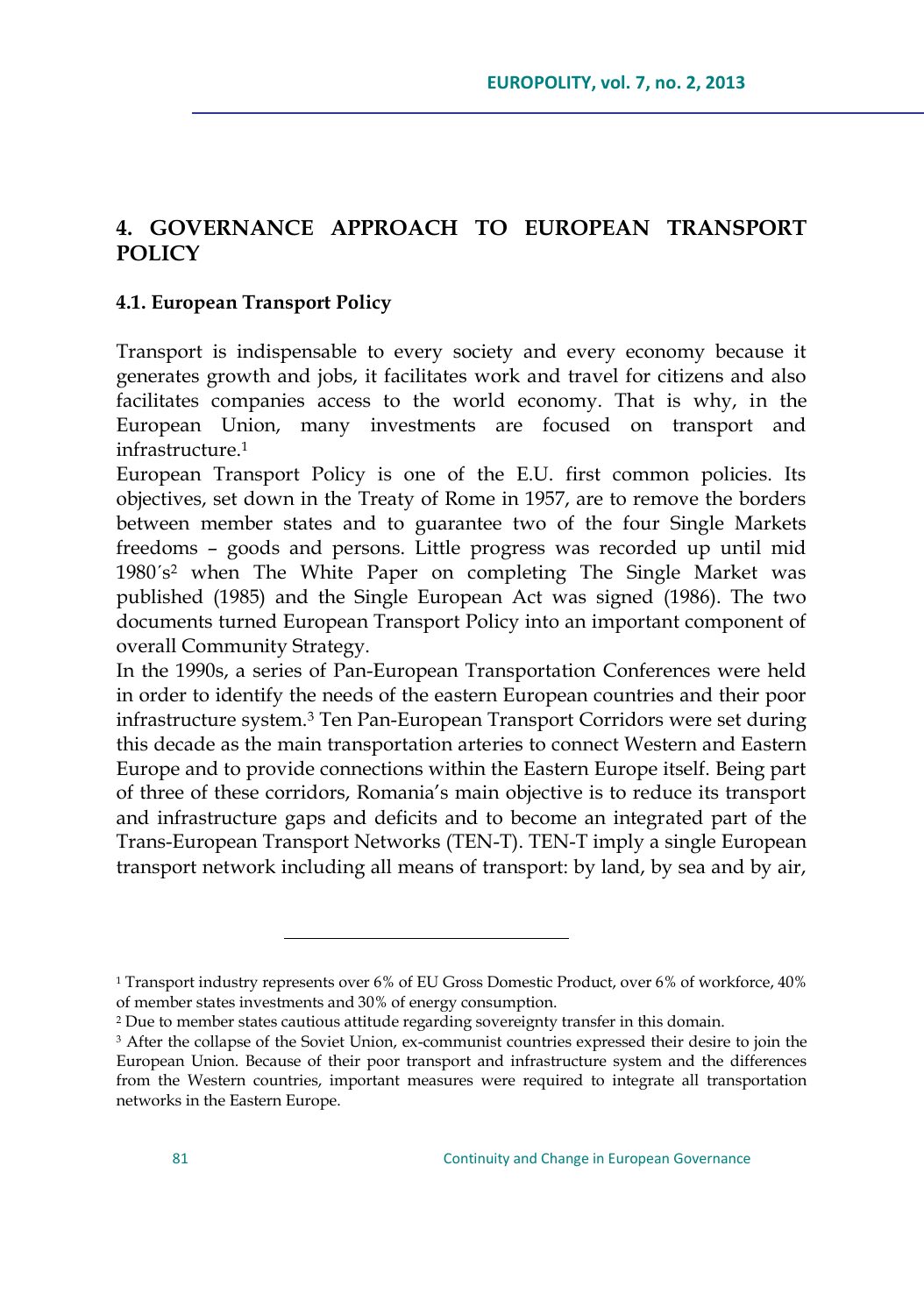## 4. GOVERNANCE APPROACH TO EUROPEAN TRANSPORT POLICY

### 4.1. European Transport Policy

Transport is indispensable to every society and every economy because it generates growth and jobs, it facilitates work and travel for citizens and also facilitates companies access to the world economy. That is why, in the European Union, many investments are focused on transport and infrastructure.[1]

European Transport Policy is one of the E.U. first common policies. Its objectives, set down in the Treaty of Rome in 1957, are to remove the borders between member states and to guarantee two of the four Single Markets freedoms – goods and persons. Little progress was recorded up until mid 1980´s[2] when The White Paper on completing The Single Market was published (1985) and the Single European Act was signed (1986). The two documents turned European Transport Policy into an important component of overall Community Strategy.

In the 1990s, a series of Pan-European Transportation Conferences were held in order to identify the needs of the eastern European countries and their poor infrastructure system.[3] Ten Pan-European Transport Corridors were set during this decade as the main transportation arteries to connect Western and Eastern Europe and to provide connections within the Eastern Europe itself. Being part of three of these corridors, Romania's main objective is to reduce its transport and infrastructure gaps and deficits and to become an integrated part of the Trans-European Transport Networks (TEN-T). TEN-T imply a single European transport network including all means of transport: by land, by sea and by air,

---

[1] Transport industry represents over 6% of EU Gross Domestic Product, over 6% of workforce, 40% of member states investments and 30% of energy consumption.

[2] Due to member states cautious attitude regarding sovereignty transfer in this domain.

[3] After the collapse of the Soviet Union, ex-communist countries expressed their desire to join the European Union. Because of their poor transport and infrastructure system and the differences from the Western countries, important measures were required to integrate all transportation networks in the Eastern Europe.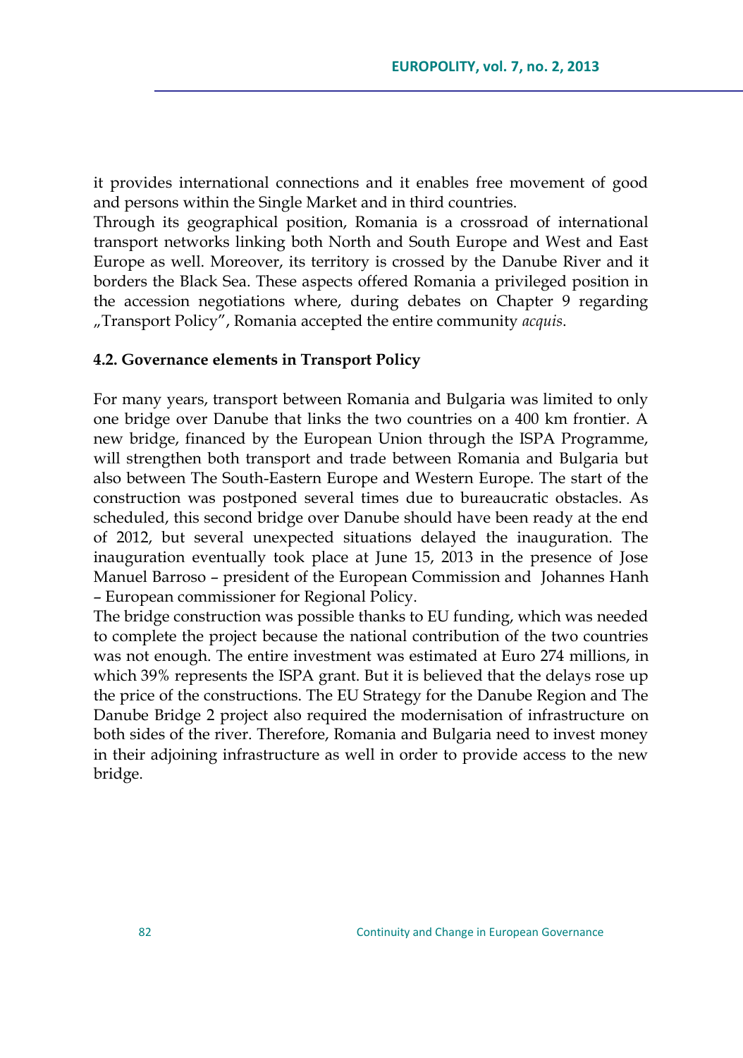it provides international connections and it enables free movement of good and persons within the Single Market and in third countries.

Through its geographical position, Romania is a crossroad of international transport networks linking both North and South Europe and West and East Europe as well. Moreover, its territory is crossed by the Danube River and it borders the Black Sea. These aspects offered Romania a privileged position in the accession negotiations where, during debates on Chapter 9 regarding „Transport Policy", Romania accepted the entire community *acquis*.

### 4.2. Governance elements in Transport Policy

For many years, transport between Romania and Bulgaria was limited to only one bridge over Danube that links the two countries on a 400 km frontier. A new bridge, financed by the European Union through the ISPA Programme, will strengthen both transport and trade between Romania and Bulgaria but also between The South-Eastern Europe and Western Europe. The start of the construction was postponed several times due to bureaucratic obstacles. As scheduled, this second bridge over Danube should have been ready at the end of 2012, but several unexpected situations delayed the inauguration. The inauguration eventually took place at June 15, 2013 in the presence of Jose Manuel Barroso – president of the European Commission and Johannes Hanh – European commissioner for Regional Policy.

The bridge construction was possible thanks to EU funding, which was needed to complete the project because the national contribution of the two countries was not enough. The entire investment was estimated at Euro 274 millions, in which 39% represents the ISPA grant. But it is believed that the delays rose up the price of the constructions. The EU Strategy for the Danube Region and The Danube Bridge 2 project also required the modernisation of infrastructure on both sides of the river. Therefore, Romania and Bulgaria need to invest money in their adjoining infrastructure as well in order to provide access to the new bridge.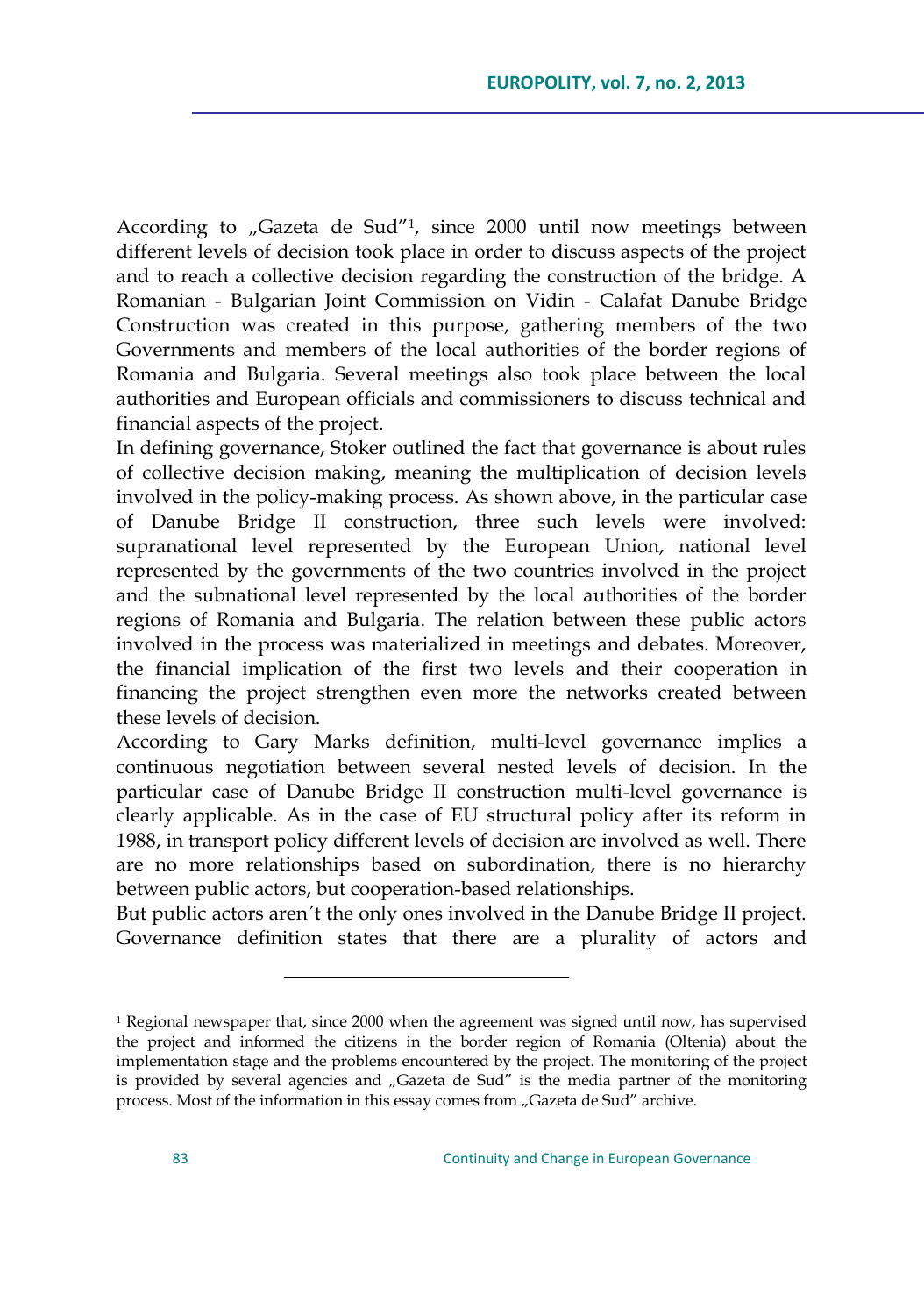According to „Gazeta de Sud"[1], since 2000 until now meetings between different levels of decision took place in order to discuss aspects of the project and to reach a collective decision regarding the construction of the bridge. A Romanian - Bulgarian Joint Commission on Vidin - Calafat Danube Bridge Construction was created in this purpose, gathering members of the two Governments and members of the local authorities of the border regions of Romania and Bulgaria. Several meetings also took place between the local authorities and European officials and commissioners to discuss technical and financial aspects of the project.

In defining governance, Stoker outlined the fact that governance is about rules of collective decision making, meaning the multiplication of decision levels involved in the policy-making process. As shown above, in the particular case of Danube Bridge II construction, three such levels were involved: supranational level represented by the European Union, national level represented by the governments of the two countries involved in the project and the subnational level represented by the local authorities of the border regions of Romania and Bulgaria. The relation between these public actors involved in the process was materialized in meetings and debates. Moreover, the financial implication of the first two levels and their cooperation in financing the project strengthen even more the networks created between these levels of decision.

According to Gary Marks definition, multi-level governance implies a continuous negotiation between several nested levels of decision. In the particular case of Danube Bridge II construction multi-level governance is clearly applicable. As in the case of EU structural policy after its reform in 1988, in transport policy different levels of decision are involved as well. There are no more relationships based on subordination, there is no hierarchy between public actors, but cooperation-based relationships.

But public actors aren´t the only ones involved in the Danube Bridge II project. Governance definition states that there are a plurality of actors and

---

[1] Regional newspaper that, since 2000 when the agreement was signed until now, has supervised the project and informed the citizens in the border region of Romania (Oltenia) about the implementation stage and the problems encountered by the project. The monitoring of the project is provided by several agencies and „Gazeta de Sud" is the media partner of the monitoring process. Most of the information in this essay comes from „Gazeta de Sud" archive.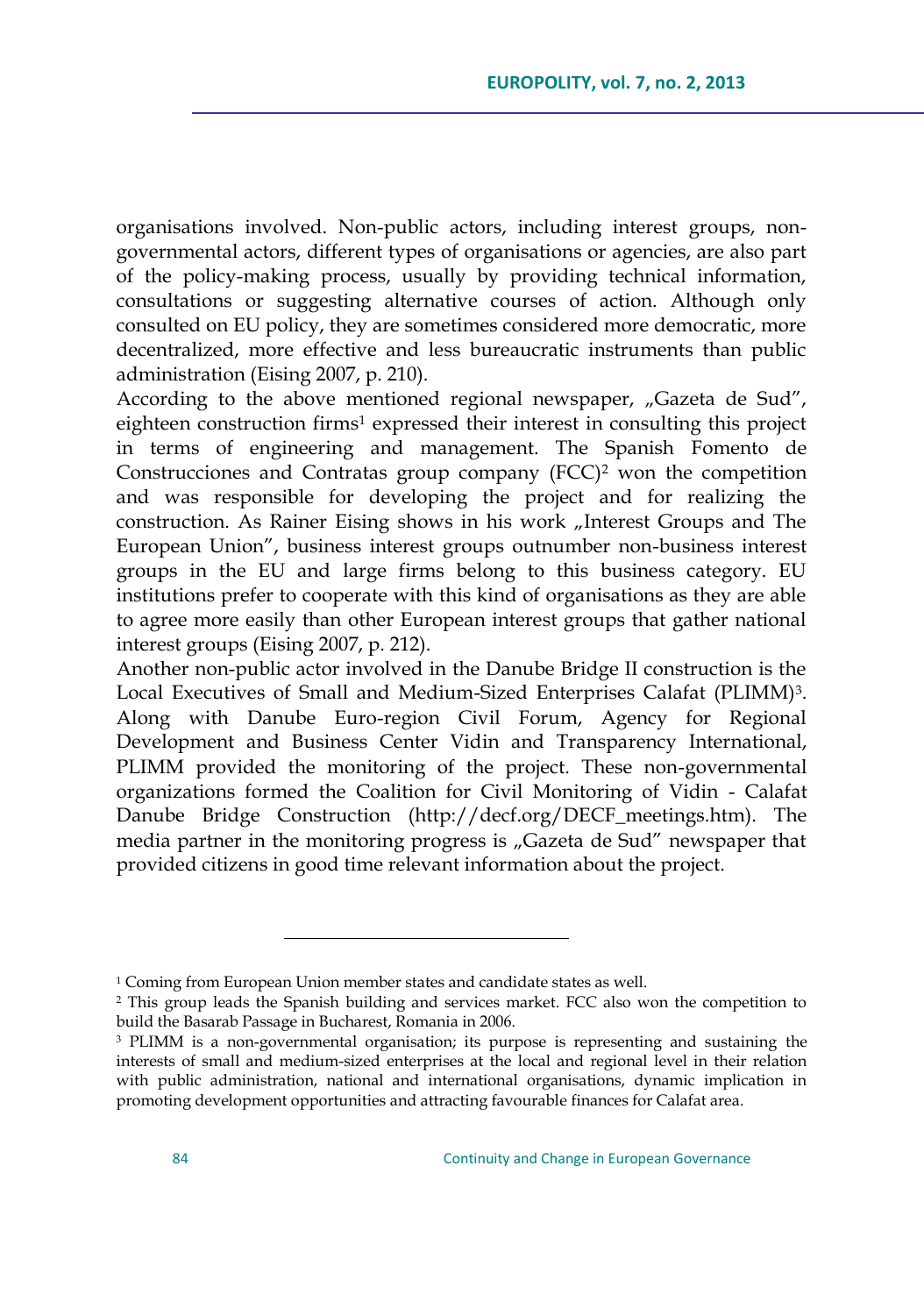organisations involved. Non-public actors, including interest groups, non-governmental actors, different types of organisations or agencies, are also part of the policy-making process, usually by providing technical information, consultations or suggesting alternative courses of action. Although only consulted on EU policy, they are sometimes considered more democratic, more decentralized, more effective and less bureaucratic instruments than public administration (Eising 2007, p. 210).

According to the above mentioned regional newspaper, „Gazeta de Sud", eighteen construction firms[1] expressed their interest in consulting this project in terms of engineering and management. The Spanish Fomento de Construcciones and Contratas group company (FCC)[2] won the competition and was responsible for developing the project and for realizing the construction. As Rainer Eising shows in his work „Interest Groups and The European Union", business interest groups outnumber non-business interest groups in the EU and large firms belong to this business category. EU institutions prefer to cooperate with this kind of organisations as they are able to agree more easily than other European interest groups that gather national interest groups (Eising 2007, p. 212).

Another non-public actor involved in the Danube Bridge II construction is the Local Executives of Small and Medium-Sized Enterprises Calafat (PLIMM)[3]. Along with Danube Euro-region Civil Forum, Agency for Regional Development and Business Center Vidin and Transparency International, PLIMM provided the monitoring of the project. These non-governmental organizations formed the Coalition for Civil Monitoring of Vidin - Calafat Danube Bridge Construction (http://decf.org/DECF_meetings.htm). The media partner in the monitoring progress is „Gazeta de Sud" newspaper that provided citizens in good time relevant information about the project.

---

[1] Coming from European Union member states and candidate states as well.

[2] This group leads the Spanish building and services market. FCC also won the competition to build the Basarab Passage in Bucharest, Romania in 2006.

[3] PLIMM is a non-governmental organisation; its purpose is representing and sustaining the interests of small and medium-sized enterprises at the local and regional level in their relation with public administration, national and international organisations, dynamic implication in promoting development opportunities and attracting favourable finances for Calafat area.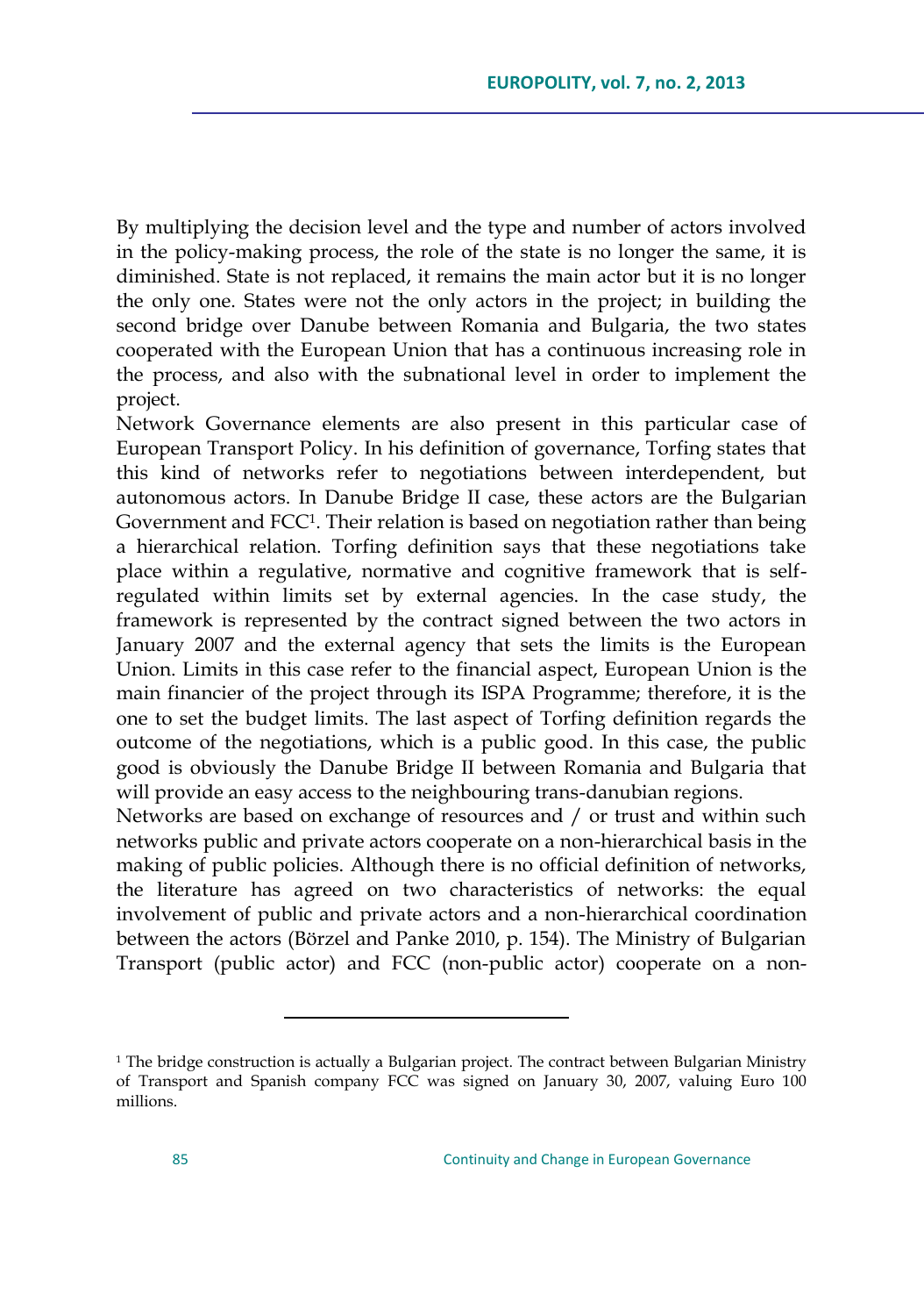By multiplying the decision level and the type and number of actors involved in the policy-making process, the role of the state is no longer the same, it is diminished. State is not replaced, it remains the main actor but it is no longer the only one. States were not the only actors in the project; in building the second bridge over Danube between Romania and Bulgaria, the two states cooperated with the European Union that has a continuous increasing role in the process, and also with the subnational level in order to implement the project.

Network Governance elements are also present in this particular case of European Transport Policy. In his definition of governance, Torfing states that this kind of networks refer to negotiations between interdependent, but autonomous actors. In Danube Bridge II case, these actors are the Bulgarian Government and FCC[1]. Their relation is based on negotiation rather than being a hierarchical relation. Torfing definition says that these negotiations take place within a regulative, normative and cognitive framework that is self-regulated within limits set by external agencies. In the case study, the framework is represented by the contract signed between the two actors in January 2007 and the external agency that sets the limits is the European Union. Limits in this case refer to the financial aspect, European Union is the main financier of the project through its ISPA Programme; therefore, it is the one to set the budget limits. The last aspect of Torfing definition regards the outcome of the negotiations, which is a public good. In this case, the public good is obviously the Danube Bridge II between Romania and Bulgaria that will provide an easy access to the neighbouring trans-danubian regions.

Networks are based on exchange of resources and / or trust and within such networks public and private actors cooperate on a non-hierarchical basis in the making of public policies. Although there is no official definition of networks, the literature has agreed on two characteristics of networks: the equal involvement of public and private actors and a non-hierarchical coordination between the actors (Börzel and Panke 2010, p. 154). The Ministry of Bulgarian Transport (public actor) and FCC (non-public actor) cooperate on a non-

---

[1] The bridge construction is actually a Bulgarian project. The contract between Bulgarian Ministry of Transport and Spanish company FCC was signed on January 30, 2007, valuing Euro 100 millions.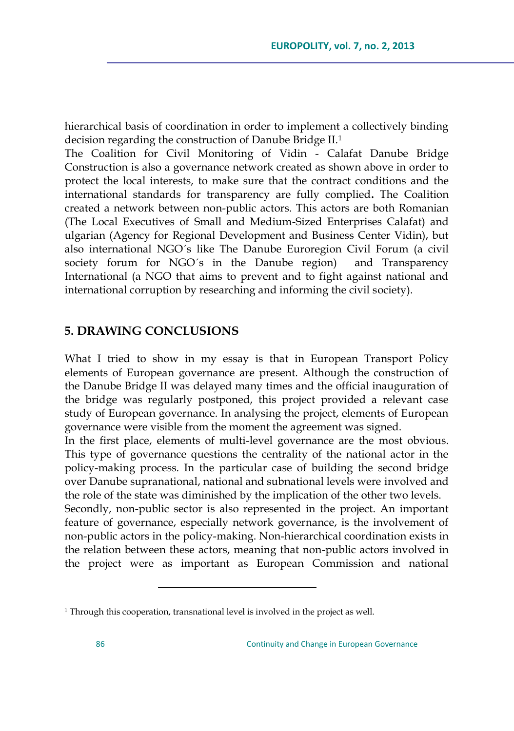hierarchical basis of coordination in order to implement a collectively binding decision regarding the construction of Danube Bridge II.[1]

The Coalition for Civil Monitoring of Vidin - Calafat Danube Bridge Construction is also a governance network created as shown above in order to protect the local interests, to make sure that the contract conditions and the international standards for transparency are fully complied**.** The Coalition created a network between non-public actors. This actors are both Romanian (The Local Executives of Small and Medium-Sized Enterprises Calafat) and ulgarian (Agency for Regional Development and Business Center Vidin), but also international NGO´s like The Danube Euroregion Civil Forum (a civil society forum for NGO´s in the Danube region) and Transparency International (a NGO that aims to prevent and to fight against national and international corruption by researching and informing the civil society).

## 5. DRAWING CONCLUSIONS

What I tried to show in my essay is that in European Transport Policy elements of European governance are present. Although the construction of the Danube Bridge II was delayed many times and the official inauguration of the bridge was regularly postponed, this project provided a relevant case study of European governance. In analysing the project, elements of European governance were visible from the moment the agreement was signed.

In the first place, elements of multi-level governance are the most obvious. This type of governance questions the centrality of the national actor in the policy-making process. In the particular case of building the second bridge over Danube supranational, national and subnational levels were involved and the role of the state was diminished by the implication of the other two levels.

Secondly, non-public sector is also represented in the project. An important feature of governance, especially network governance, is the involvement of non-public actors in the policy-making. Non-hierarchical coordination exists in the relation between these actors, meaning that non-public actors involved in the project were as important as European Commission and national

---

[1] Through this cooperation, transnational level is involved in the project as well.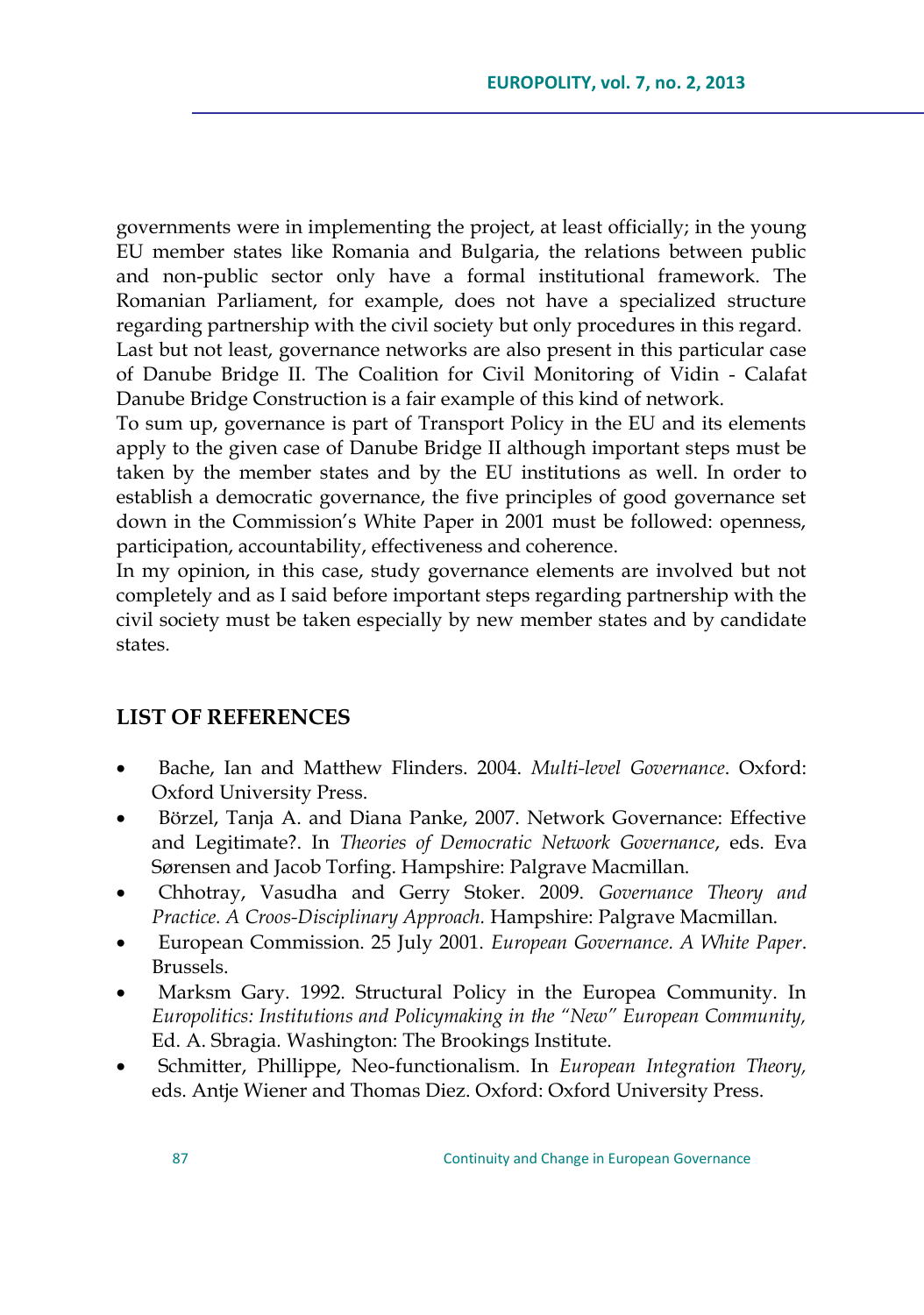governments were in implementing the project, at least officially; in the young EU member states like Romania and Bulgaria, the relations between public and non-public sector only have a formal institutional framework. The Romanian Parliament, for example, does not have a specialized structure regarding partnership with the civil society but only procedures in this regard.

Last but not least, governance networks are also present in this particular case of Danube Bridge II. The Coalition for Civil Monitoring of Vidin - Calafat Danube Bridge Construction is a fair example of this kind of network.

To sum up, governance is part of Transport Policy in the EU and its elements apply to the given case of Danube Bridge II although important steps must be taken by the member states and by the EU institutions as well. In order to establish a democratic governance, the five principles of good governance set down in the Commission's White Paper in 2001 must be followed: openness, participation, accountability, effectiveness and coherence.

In my opinion, in this case, study governance elements are involved but not completely and as I said before important steps regarding partnership with the civil society must be taken especially by new member states and by candidate states.

## LIST OF REFERENCES

- Bache, Ian and Matthew Flinders. 2004. *Multi-level Governance*. Oxford: Oxford University Press.
- Börzel, Tanja A. and Diana Panke, 2007. Network Governance: Effective and Legitimate?. In *Theories of Democratic Network Governance*, eds. Eva Sørensen and Jacob Torfing. Hampshire: Palgrave Macmillan.
- Chhotray, Vasudha and Gerry Stoker. 2009. *Governance Theory and Practice. A Croos-Disciplinary Approach.* Hampshire: Palgrave Macmillan.
- European Commission. 25 July 2001. *European Governance. A White Paper*. Brussels.
- Marksm Gary. 1992. Structural Policy in the Europea Community. In *Europolitics: Institutions and Policymaking in the "New" European Community,* Ed. A. Sbragia. Washington: The Brookings Institute.
- Schmitter, Phillippe, Neo-functionalism. In *European Integration Theory,* eds. Antje Wiener and Thomas Diez. Oxford: Oxford University Press.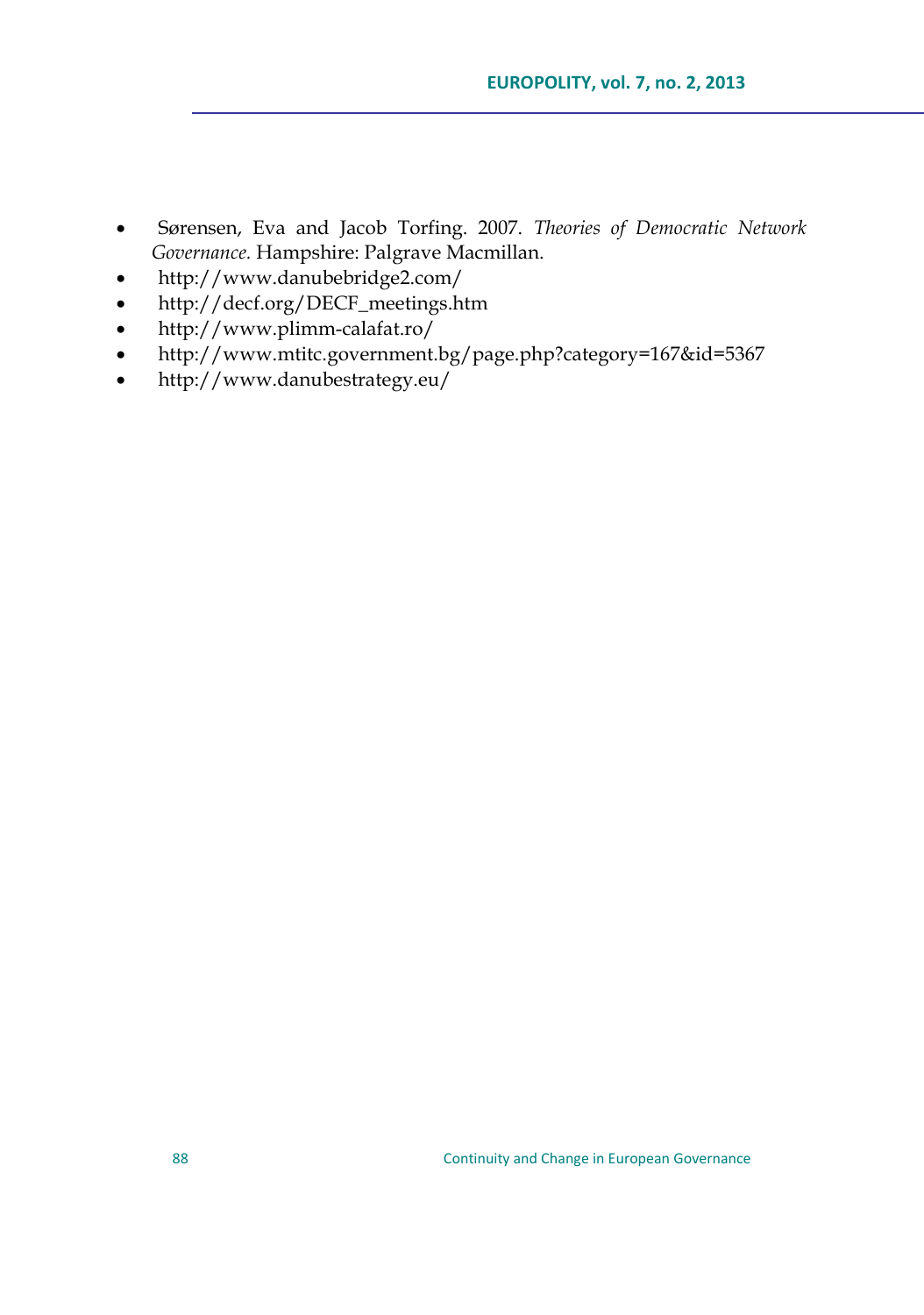- Sørensen, Eva and Jacob Torfing. 2007. *Theories of Democratic Network Governance.* Hampshire: Palgrave Macmillan.
- http://www.danubebridge2.com/
- http://decf.org/DECF_meetings.htm
- http://www.plimm-calafat.ro/
- http://www.mtitc.government.bg/page.php?category=167&id=5367
- http://www.danubestrategy.eu/